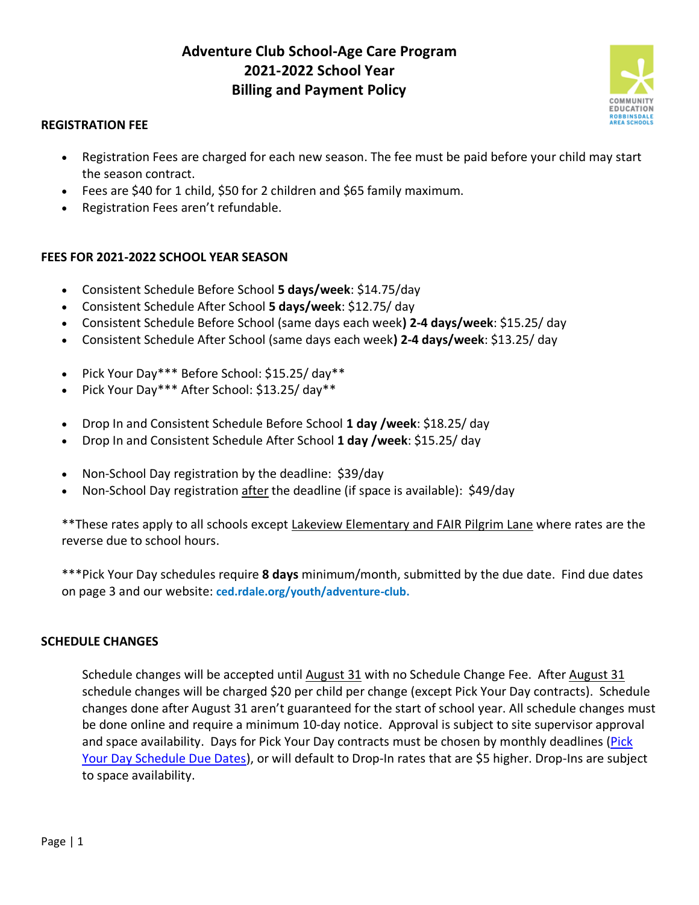# Adventure Club School-Age Care Program
# 2021-2022 School Year
# Billing and Payment Policy

## REGISTRATION FEE

- Registration Fees are charged for each new season. The fee must be paid before your child may start the season contract.
- Fees are $40 for 1 child, $50 for 2 children and $65 family maximum.
- Registration Fees aren't refundable.

## FEES FOR 2021-2022 SCHOOL YEAR SEASON

- Consistent Schedule Before School **5 days/week**: $14.75/day
- Consistent Schedule After School **5 days/week**: $12.75/ day
- Consistent Schedule Before School (same days each week**) 2-4 days/week**: $15.25/ day
- Consistent Schedule After School (same days each week**) 2-4 days/week**: $13.25/ day

- Pick Your Day*** Before School: $15.25/ day**
- Pick Your Day*** After School: $13.25/ day**

- Drop In and Consistent Schedule Before School **1 day /week**: $18.25/ day
- Drop In and Consistent Schedule After School **1 day /week**: $15.25/ day

- Non-School Day registration by the deadline: $39/day
- Non-School Day registration <u>after</u> the deadline (if space is available): $49/day

**These rates apply to all schools except <u>Lakeview Elementary and FAIR Pilgrim Lane</u> where rates are the reverse due to school hours.

***Pick Your Day schedules require **8 days** minimum/month, submitted by the due date. Find due dates on page 3 and our website: **ced.rdale.org/youth/adventure-club.**

## SCHEDULE CHANGES

Schedule changes will be accepted until <u>August 31</u> with no Schedule Change Fee. After <u>August 31</u> schedule changes will be charged $20 per child per change (except Pick Your Day contracts). Schedule changes done after August 31 aren't guaranteed for the start of school year. All schedule changes must be done online and require a minimum 10-day notice. Approval is subject to site supervisor approval and space availability. Days for Pick Your Day contracts must be chosen by monthly deadlines (Pick Your Day Schedule Due Dates), or will default to Drop-In rates that are $5 higher. Drop-Ins are subject to space availability.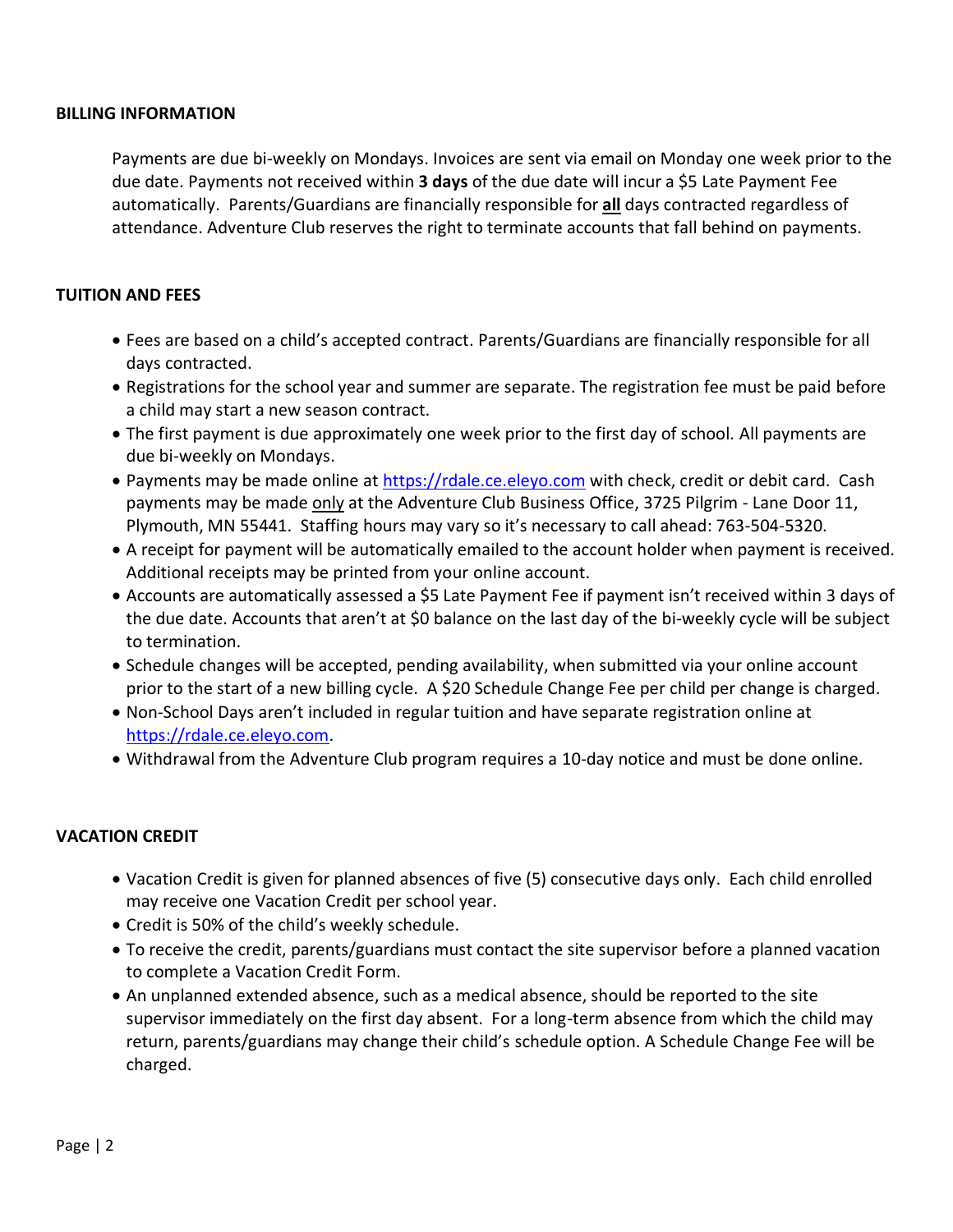## BILLING INFORMATION

Payments are due bi-weekly on Mondays. Invoices are sent via email on Monday one week prior to the due date. Payments not received within **3 days** of the due date will incur a $5 Late Payment Fee automatically. Parents/Guardians are financially responsible for **all** days contracted regardless of attendance. Adventure Club reserves the right to terminate accounts that fall behind on payments.

## TUITION AND FEES

- Fees are based on a child's accepted contract. Parents/Guardians are financially responsible for all days contracted.
- Registrations for the school year and summer are separate. The registration fee must be paid before a child may start a new season contract.
- The first payment is due approximately one week prior to the first day of school. All payments are due bi-weekly on Mondays.
- Payments may be made online at [https://rdale.ce.eleyo.com](https://rdale.ce.eleyo.com) with check, credit or debit card. Cash payments may be made only at the Adventure Club Business Office, 3725 Pilgrim - Lane Door 11, Plymouth, MN 55441. Staffing hours may vary so it's necessary to call ahead: 763-504-5320.
- A receipt for payment will be automatically emailed to the account holder when payment is received. Additional receipts may be printed from your online account.
- Accounts are automatically assessed a $5 Late Payment Fee if payment isn't received within 3 days of the due date. Accounts that aren't at $0 balance on the last day of the bi-weekly cycle will be subject to termination.
- Schedule changes will be accepted, pending availability, when submitted via your online account prior to the start of a new billing cycle. A $20 Schedule Change Fee per child per change is charged.
- Non-School Days aren't included in regular tuition and have separate registration online at [https://rdale.ce.eleyo.com](https://rdale.ce.eleyo.com).
- Withdrawal from the Adventure Club program requires a 10-day notice and must be done online.

## VACATION CREDIT

- Vacation Credit is given for planned absences of five (5) consecutive days only. Each child enrolled may receive one Vacation Credit per school year.
- Credit is 50% of the child's weekly schedule.
- To receive the credit, parents/guardians must contact the site supervisor before a planned vacation to complete a Vacation Credit Form.
- An unplanned extended absence, such as a medical absence, should be reported to the site supervisor immediately on the first day absent. For a long-term absence from which the child may return, parents/guardians may change their child's schedule option. A Schedule Change Fee will be charged.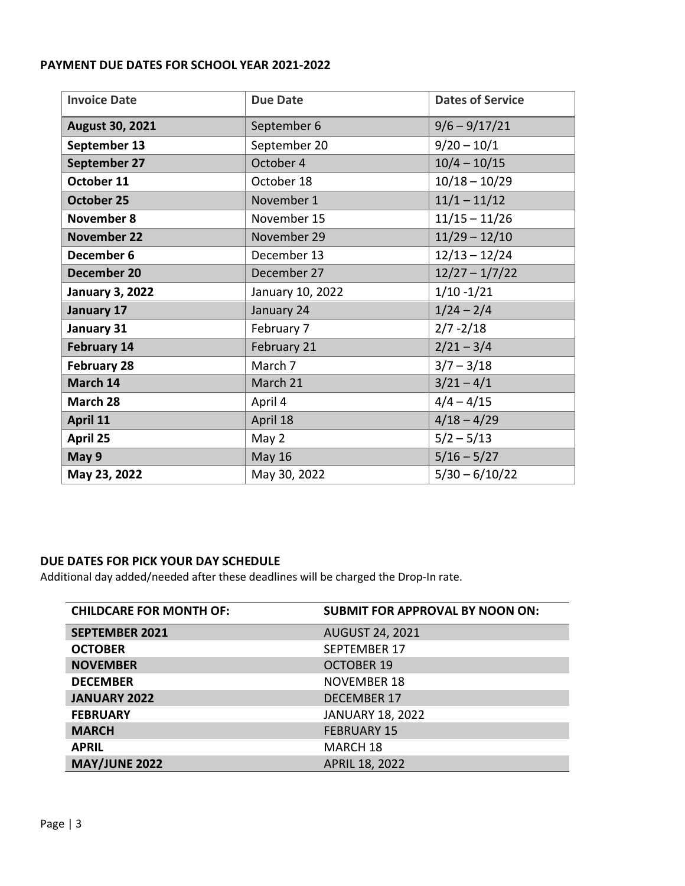**PAYMENT DUE DATES FOR SCHOOL YEAR 2021-2022**

| Invoice Date | Due Date | Dates of Service |
|---|---|---|
| **August 30, 2021** | September 6 | 9/6 – 9/17/21 |
| **September 13** | September 20 | 9/20 – 10/1 |
| **September 27** | October 4 | 10/4 – 10/15 |
| **October 11** | October 18 | 10/18 – 10/29 |
| **October 25** | November 1 | 11/1 – 11/12 |
| **November 8** | November 15 | 11/15 – 11/26 |
| **November 22** | November 29 | 11/29 – 12/10 |
| **December 6** | December 13 | 12/13 – 12/24 |
| **December 20** | December 27 | 12/27 – 1/7/22 |
| **January 3, 2022** | January 10, 2022 | 1/10 -1/21 |
| **January 17** | January 24 | 1/24 – 2/4 |
| **January 31** | February 7 | 2/7 -2/18 |
| **February 14** | February 21 | 2/21 – 3/4 |
| **February 28** | March 7 | 3/7 – 3/18 |
| **March 14** | March 21 | 3/21 – 4/1 |
| **March 28** | April 4 | 4/4 – 4/15 |
| **April 11** | April 18 | 4/18 – 4/29 |
| **April 25** | May 2 | 5/2 – 5/13 |
| **May 9** | May 16 | 5/16 – 5/27 |
| **May 23, 2022** | May 30, 2022 | 5/30 – 6/10/22 |

**DUE DATES FOR PICK YOUR DAY SCHEDULE**

Additional day added/needed after these deadlines will be charged the Drop-In rate.

| CHILDCARE FOR MONTH OF: | SUBMIT FOR APPROVAL BY NOON ON: |
|---|---|
| **SEPTEMBER 2021** | AUGUST 24, 2021 |
| **OCTOBER** | SEPTEMBER 17 |
| **NOVEMBER** | OCTOBER 19 |
| **DECEMBER** | NOVEMBER 18 |
| **JANUARY 2022** | DECEMBER 17 |
| **FEBRUARY** | JANUARY 18, 2022 |
| **MARCH** | FEBRUARY 15 |
| **APRIL** | MARCH 18 |
| **MAY/JUNE 2022** | APRIL 18, 2022 |